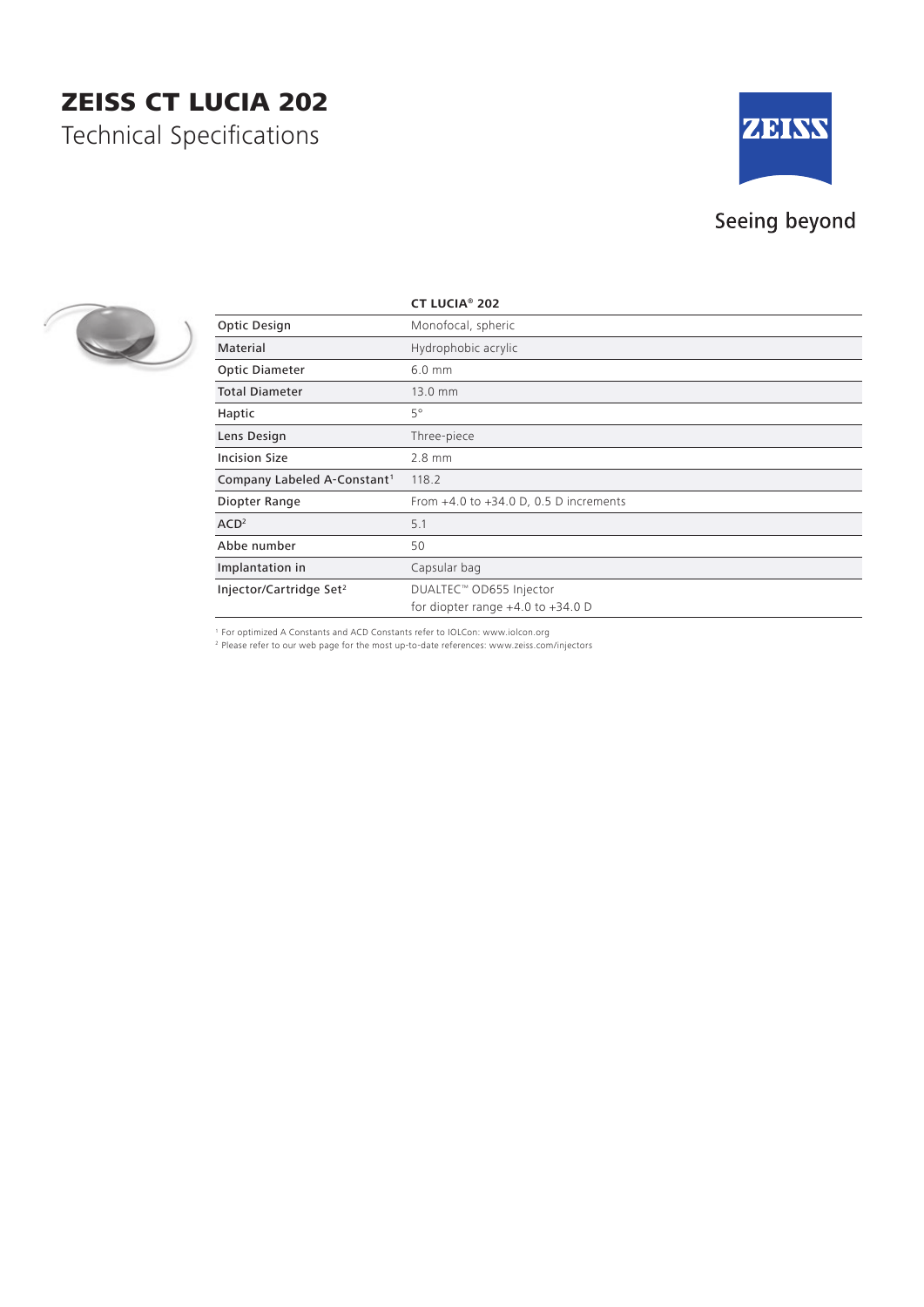# ZEISS CT LUCIA 202

## Technical Specifications

ZEISS

Seeing beyond

| | CT LUCIA® 202 |
|---|---|
| Optic Design | Monofocal, spheric |
| Material | Hydrophobic acrylic |
| Optic Diameter | 6.0 mm |
| Total Diameter | 13.0 mm |
| Haptic | 5° |
| Lens Design | Three-piece |
| Incision Size | 2.8 mm |
| Company Labeled A-Constant[1] | 118.2 |
| Diopter Range | From +4.0 to +34.0 D, 0.5 D increments |
| ACD[2] | 5.1 |
| Abbe number | 50 |
| Implantation in | Capsular bag |
| Injector/Cartridge Set[2] | DUALTEC™ OD655 Injector for diopter range +4.0 to +34.0 D |

[1] For optimized A Constants and ACD Constants refer to IOLCon: www.iolcon.org
[2] Please refer to our web page for the most up-to-date references: www.zeiss.com/injectors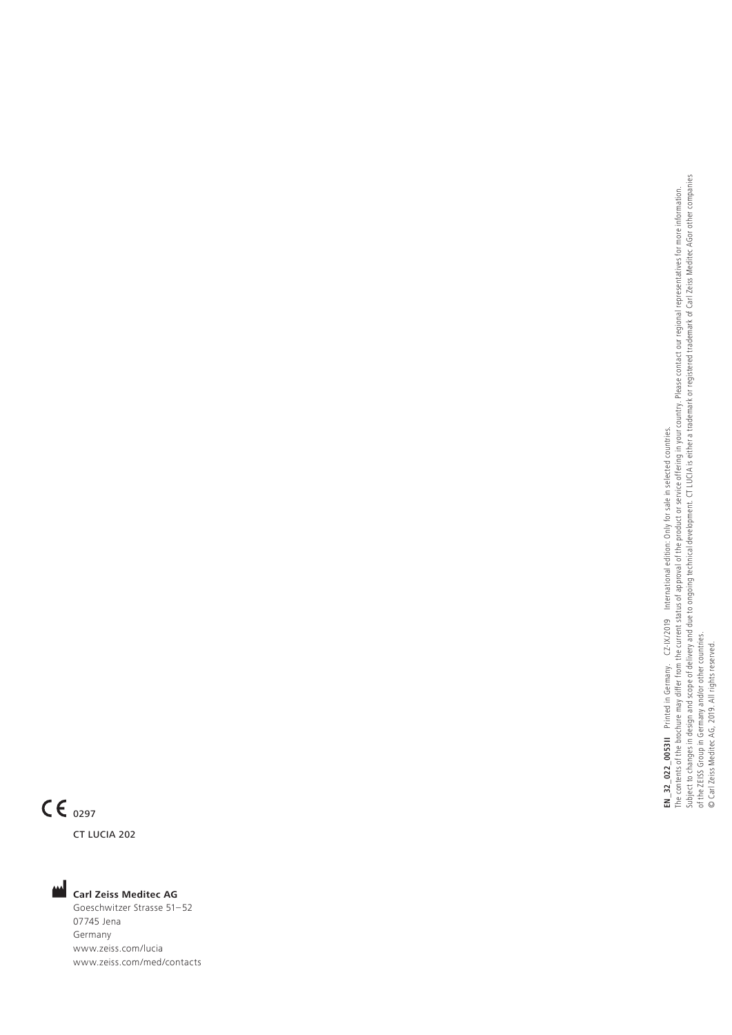**EN_32_022_0053II** Printed in Germany. CZ-IX/2019 International edition: Only for sale in selected countries.
The contents of the brochure may differ from the current status of approval of the product or service offering in your country. Please contact our regional representatives for more information.
Subject to changes in design and scope of delivery and due to ongoing technical development. CT LUCIA is either a trademark or registered trademark of Carl Zeiss Meditec AGor other companies of the ZEISS Group in Germany and/or other countries.
© Carl Zeiss Meditec AG, 2019. All rights reserved.

CE 0297

CT LUCIA 202

**Carl Zeiss Meditec AG**
Goeschwitzer Strasse 51–52
07745 Jena
Germany
www.zeiss.com/lucia
www.zeiss.com/med/contacts